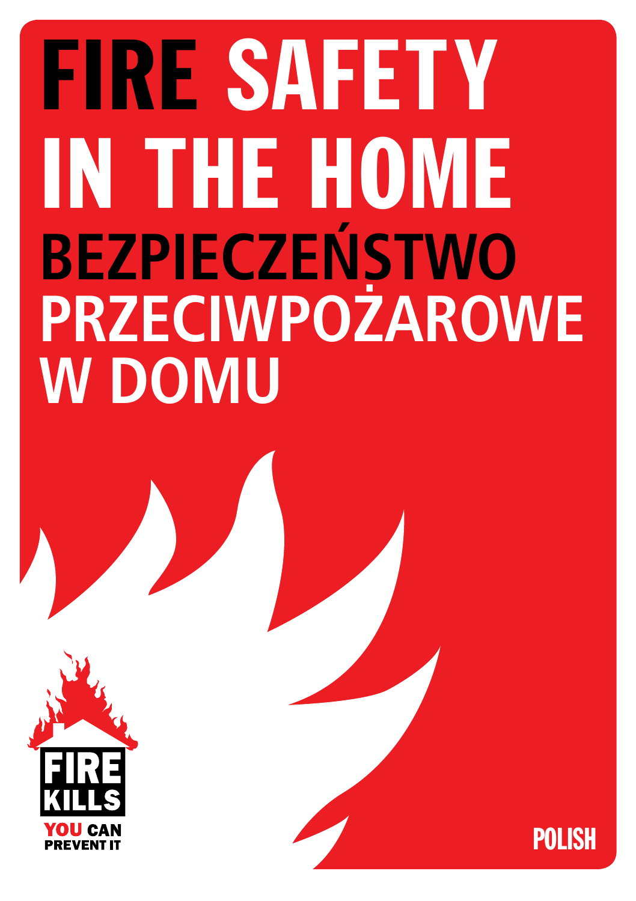# FIRE SAFETY IN THE HOME

# BEZPIECZEŃSTWO PRZECIWPOŻAROWE W DOMU

FIRE KILLS

YOU CAN PREVENT IT

POLISH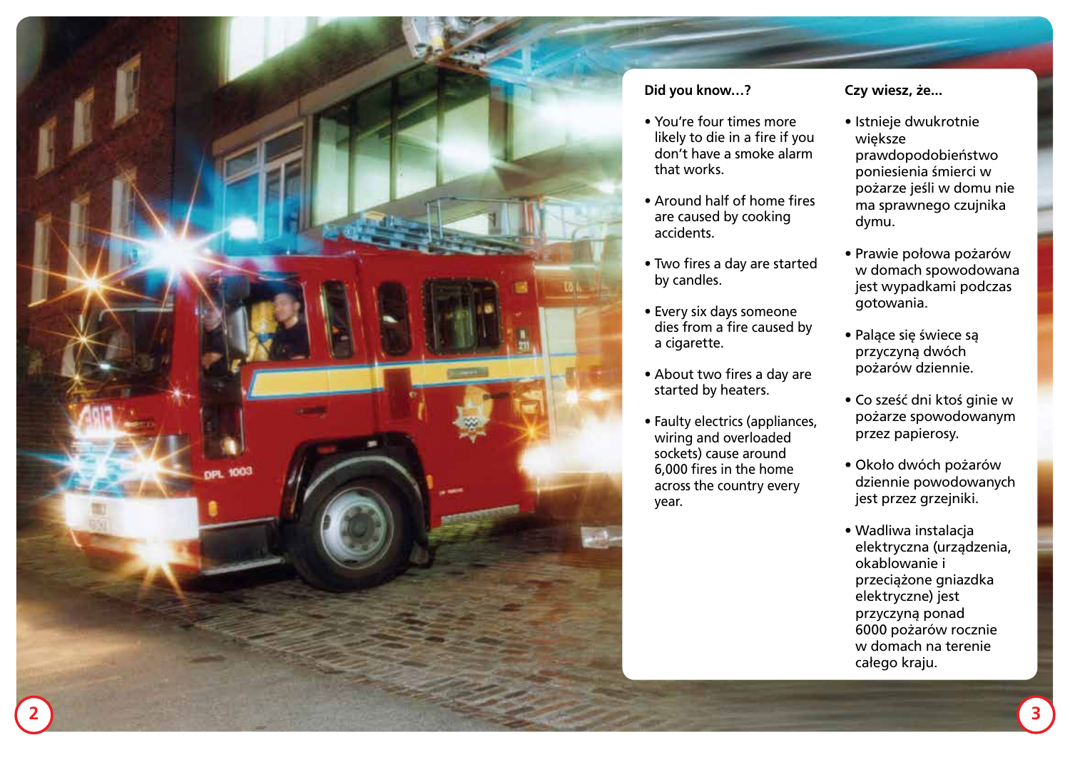### Did you know…?

- You're four times more likely to die in a fire if you don't have a smoke alarm that works.
- Around half of home fires are caused by cooking accidents.
- Two fires a day are started by candles.
- Every six days someone dies from a fire caused by a cigarette.
- About two fires a day are started by heaters.
- Faulty electrics (appliances, wiring and overloaded sockets) cause around 6,000 fires in the home across the country every year.

### Czy wiesz, że…

- Istnieje dwukrotnie większe prawdopodobieństwo poniesienia śmierci w pożarze jeśli w domu nie ma sprawnego czujnika dymu.
- Prawie połowa pożarów w domach spowodowana jest wypadkami podczas gotowania.
- Palące się świece są przyczyną dwóch pożarów dziennie.
- Co sześć dni ktoś ginie w pożarze spowodowanym przez papierosy.
- Około dwóch pożarów dziennie powodowanych jest przez grzejniki.
- Wadliwa instalacja elektryczna (urządzenia, okablowanie i przeciążone gniazdka elektryczne) jest przyczyną ponad 6000 pożarów rocznie w domach na terenie całego kraju.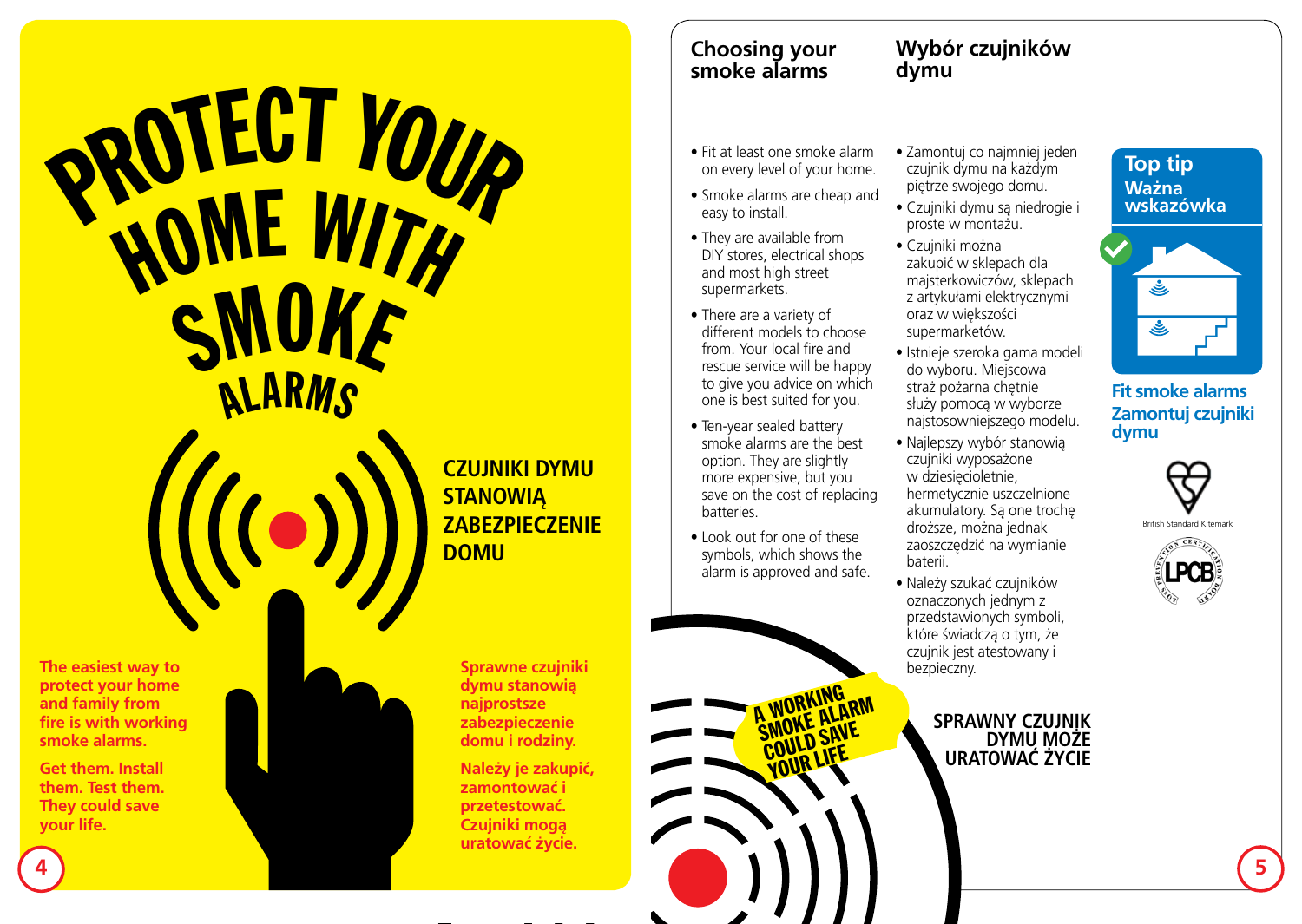# PROTECT YOUR HOME WITH SMOKE ALARMS

**CZUJNIKI DYMU STANOWIĄ ZABEZPIECZENIE DOMU**

**The easiest way to protect your home and family from fire is with working smoke alarms.**

**Get them. Install them. Test them. They could save your life.**

**Sprawne czujniki dymu stanowią najprostsze zabezpieczenie domu i rodziny.**

**Należy je zakupić, zamontować i przetestować. Czujniki mogą uratować życie.**

## Choosing your smoke alarms

- Fit at least one smoke alarm on every level of your home.
- Smoke alarms are cheap and easy to install.
- They are available from DIY stores, electrical shops and most high street supermarkets.
- There are a variety of different models to choose from. Your local fire and rescue service will be happy to give you advice on which one is best suited for you.
- Ten-year sealed battery smoke alarms are the best option. They are slightly more expensive, but you save on the cost of replacing batteries.
- Look out for one of these symbols, which shows the alarm is approved and safe.

## Wybór czujników dymu

- Zamontuj co najmniej jeden czujnik dymu na każdym piętrze swojego domu.
- Czujniki dymu są niedrogie i proste w montażu.
- Czujniki można zakupić w sklepach dla majsterkowiczów, sklepach z artykułami elektrycznymi oraz w większości supermarketów.
- Istnieje szeroka gama modeli do wyboru. Miejscowa straż pożarna chętnie służy pomocą w wyborze najstosowniejszego modelu.
- Najlepszy wybór stanowią czujniki wyposażone w dziesięcioletnie, hermetycznie uszczelnione akumulatory. Są one trochę droższe, można jednak zaoszczędzić na wymianie baterii.
- Należy szukać czujników oznaczonych jednym z przedstawionych symboli, które świadczą o tym, że czujnik jest atestowany i bezpieczny.

### Top tip
### Ważna wskazówka

**Fit smoke alarms**

**Zamontuj czujniki dymu**

British Standard Kitemark

LPCB

**A WORKING SMOKE ALARM COULD SAVE YOUR LIFE**

**SPRAWNY CZUJNIK DYMU MOŻE URATOWAĆ ŻYCIE**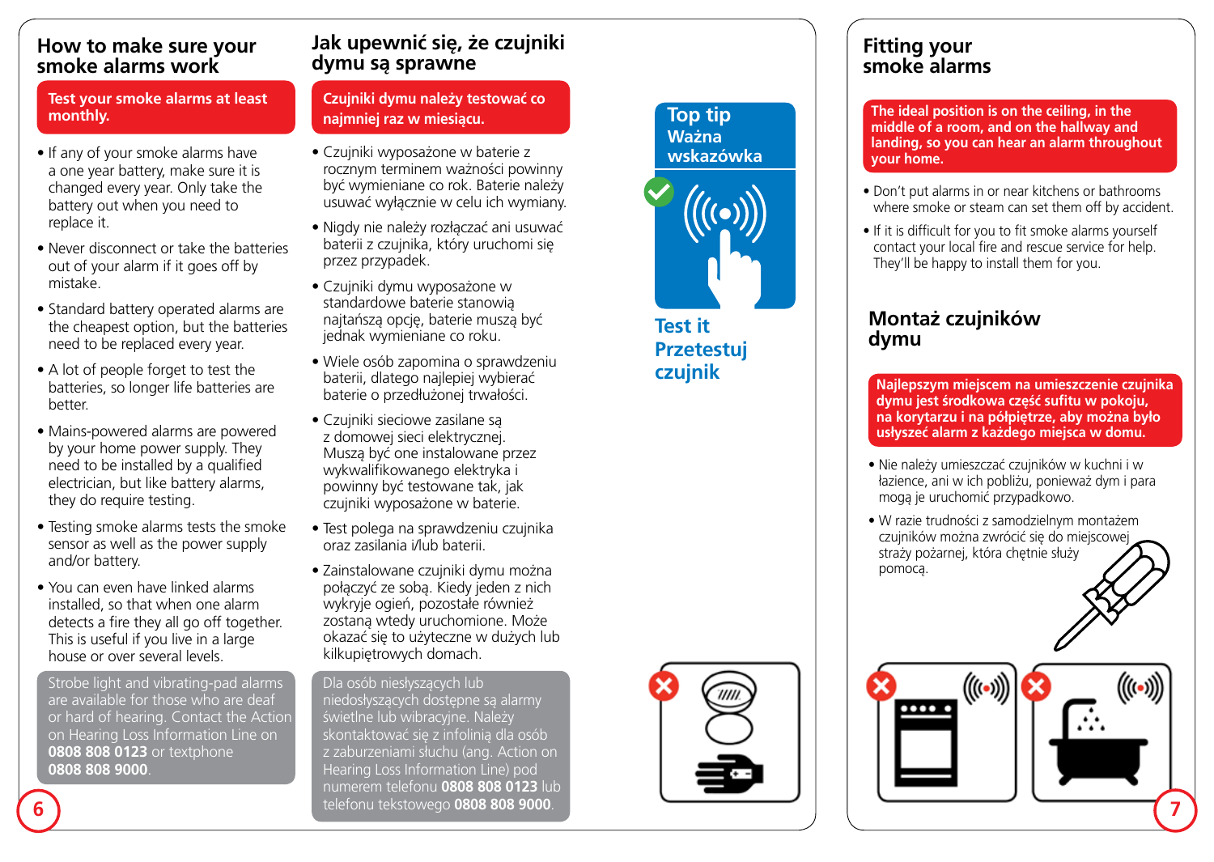## How to make sure your smoke alarms work

**Test your smoke alarms at least monthly.**

- If any of your smoke alarms have a one year battery, make sure it is changed every year. Only take the battery out when you need to replace it.
- Never disconnect or take the batteries out of your alarm if it goes off by mistake.
- Standard battery operated alarms are the cheapest option, but the batteries need to be replaced every year.
- A lot of people forget to test the batteries, so longer life batteries are better.
- Mains-powered alarms are powered by your home power supply. They need to be installed by a qualified electrician, but like battery alarms, they do require testing.
- Testing smoke alarms tests the smoke sensor as well as the power supply and/or battery.
- You can even have linked alarms installed, so that when one alarm detects a fire they all go off together. This is useful if you live in a large house or over several levels.

Strobe light and vibrating-pad alarms are available for those who are deaf or hard of hearing. Contact the Action on Hearing Loss Information Line on **0808 808 0123** or textphone **0808 808 9000**.

## Jak upewnić się, że czujniki dymu są sprawne

**Czujniki dymu należy testować co najmniej raz w miesiącu.**

- Czujniki wyposażone w baterie z rocznym terminem ważności powinny być wymieniane co rok. Baterie należy usuwać wyłącznie w celu ich wymiany.
- Nigdy nie należy rozłączać ani usuwać baterii z czujnika, który uruchomi się przez przypadek.
- Czujniki dymu wyposażone w standardowe baterie stanowią najtańszą opcję, baterie muszą być jednak wymieniane co roku.
- Wiele osób zapomina o sprawdzeniu baterii, dlatego najlepiej wybierać baterie o przedłużonej trwałości.
- Czujniki sieciowe zasilane są z domowej sieci elektrycznej. Muszą być one instalowane przez wykwalifikowanego elektryka i powinny być testowane tak, jak czujniki wyposażone w baterie.
- Test polega na sprawdzeniu czujnika oraz zasilania i/lub baterii.
- Zainstalowane czujniki dymu można połączyć ze sobą. Kiedy jeden z nich wykryje ogień, pozostałe również zostaną wtedy uruchomione. Może okazać się to użyteczne w dużych lub kilkupiętrowych domach.

Dla osób niesłyszących lub niedosłyszących dostępne są alarmy świetlne lub wibracyjne. Należy skontaktować się z infolinią dla osób z zaburzeniami słuchu (ang. Action on Hearing Loss Information Line) pod numerem telefonu **0808 808 0123** lub telefonu tekstowego **0808 808 9000**.

**Top tip**
**Ważna wskazówka**

**Test it**
**Przetestuj czujnik**

## Fitting your smoke alarms

**The ideal position is on the ceiling, in the middle of a room, and on the hallway and landing, so you can hear an alarm throughout your home.**

- Don't put alarms in or near kitchens or bathrooms where smoke or steam can set them off by accident.
- If it is difficult for you to fit smoke alarms yourself contact your local fire and rescue service for help. They'll be happy to install them for you.

## Montaż czujników dymu

**Najlepszym miejscem na umieszczenie czujnika dymu jest środkowa część sufitu w pokoju, na korytarzu i na półpiętrze, aby można było usłyszeć alarm z każdego miejsca w domu.**

- Nie należy umieszczać czujników w kuchni i w łazience, ani w ich pobliżu, ponieważ dym i para mogą je uruchomić przypadkowo.
- W razie trudności z samodzielnym montażem czujników można zwrócić się do miejscowej straży pożarnej, która chętnie służy pomocą.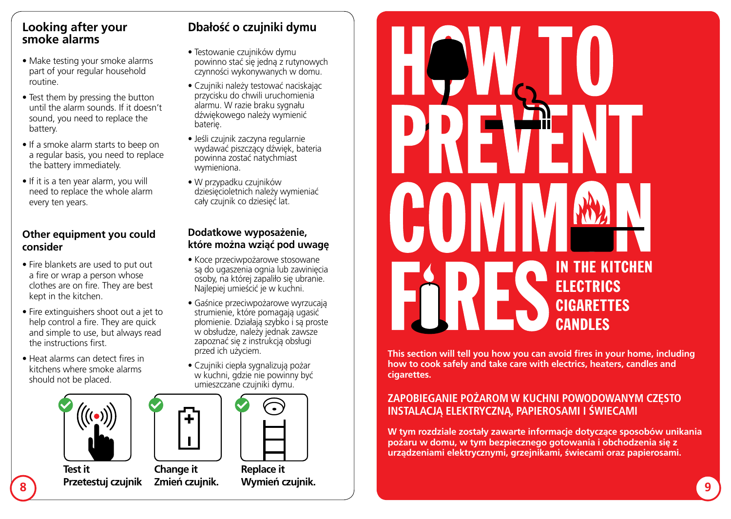## Looking after your smoke alarms

- Make testing your smoke alarms part of your regular household routine.
- Test them by pressing the button until the alarm sounds. If it doesn't sound, you need to replace the battery.
- If a smoke alarm starts to beep on a regular basis, you need to replace the battery immediately.
- If it is a ten year alarm, you will need to replace the whole alarm every ten years.

### Other equipment you could consider

- Fire blankets are used to put out a fire or wrap a person whose clothes are on fire. They are best kept in the kitchen.
- Fire extinguishers shoot out a jet to help control a fire. They are quick and simple to use, but always read the instructions first.
- Heat alarms can detect fires in kitchens where smoke alarms should not be placed.

## Dbałość o czujniki dymu

- Testowanie czujników dymu powinno stać się jedną z rutynowych czynności wykonywanych w domu.
- Czujniki należy testować naciskając przycisku do chwili uruchomienia alarmu. W razie braku sygnału dźwiękowego należy wymienić baterię.
- Jeśli czujnik zaczyna regularnie wydawać piszczący dźwięk, bateria powinna zostać natychmiast wymieniona.
- W przypadku czujników dziesięcioletnich należy wymieniać cały czujnik co dziesięć lat.

### Dodatkowe wyposażenie, które można wziąć pod uwagę

- Koce przeciwpożarowe stosowane są do ugaszenia ognia lub zawinięcia osoby, na której zapaliło się ubranie. Najlepiej umieścić je w kuchni.
- Gaśnice przeciwpożarowe wyrzucają strumienie, które pomagają ugasić płomienie. Działają szybko i są proste w obsłudze, należy jednak zawsze zapoznać się z instrukcją obsługi przed ich użyciem.
- Czujniki ciepła sygnalizują pożar w kuchni, gdzie nie powinny być umieszczane czujniki dymu.

**Test it**
**Przetestuj czujnik**

**Change it**
**Zmień czujnik.**

**Replace it**
**Wymień czujnik.**

# HOW TO PREVENT COMMON FIRES

**IN THE KITCHEN**
**ELECTRICS**
**CIGARETTES**
**CANDLES**

**This section will tell you how you can avoid fires in your home, including how to cook safely and take care with electrics, heaters, candles and cigarettes.**

## ZAPOBIEGANIE POŻAROM W KUCHNI POWODOWANYM CZĘSTO INSTALACJĄ ELEKTRYCZNĄ, PAPIEROSAMI I ŚWIECAMI

**W tym rozdziale zostały zawarte informacje dotyczące sposobów unikania pożaru w domu, w tym bezpiecznego gotowania i obchodzenia się z urządzeniami elektrycznymi, grzejnikami, świecami oraz papierosami.**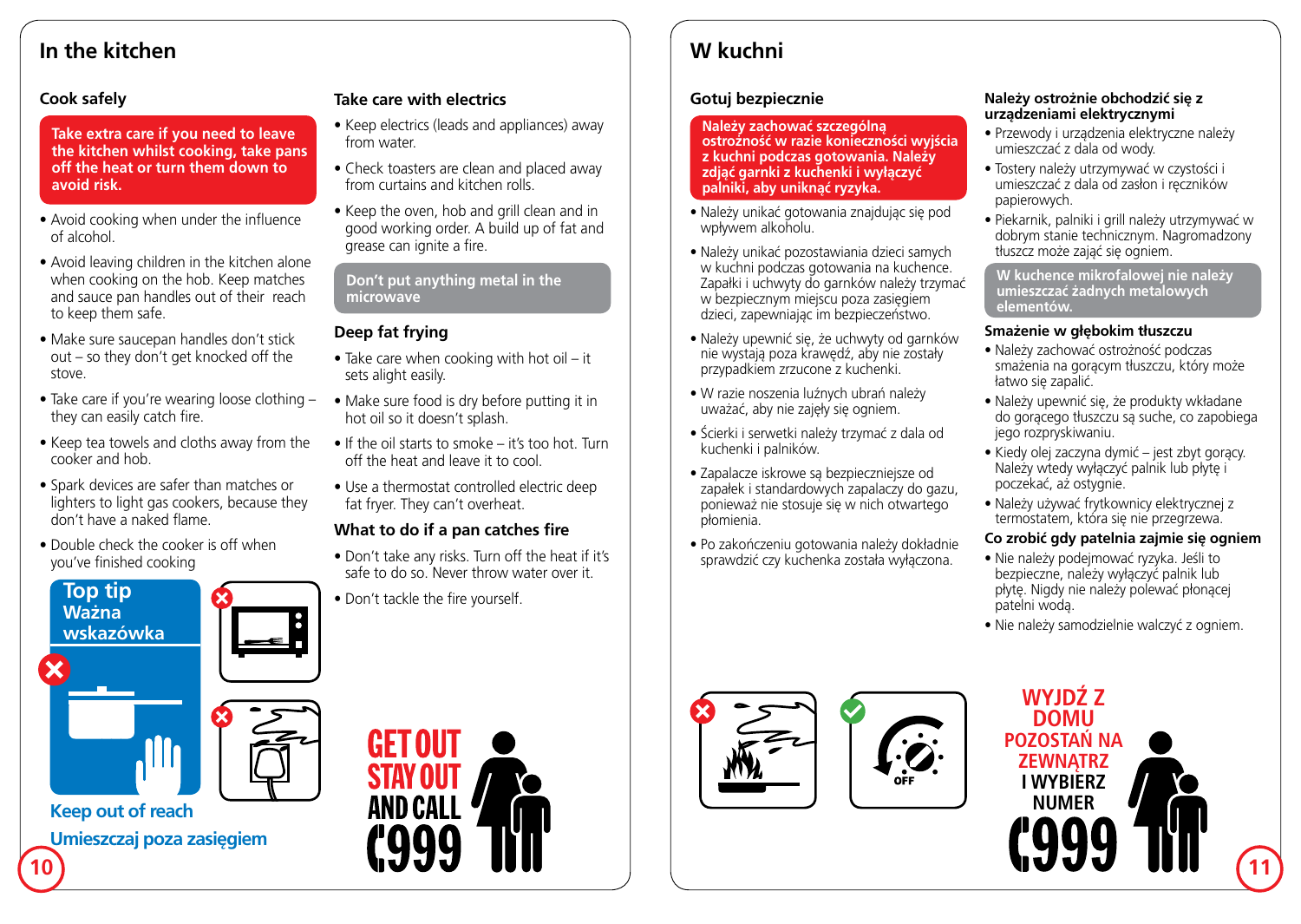# In the kitchen

## Cook safely

**Take extra care if you need to leave the kitchen whilst cooking, take pans off the heat or turn them down to avoid risk.**

- Avoid cooking when under the influence of alcohol.
- Avoid leaving children in the kitchen alone when cooking on the hob. Keep matches and sauce pan handles out of their reach to keep them safe.
- Make sure saucepan handles don't stick out – so they don't get knocked off the stove.
- Take care if you're wearing loose clothing – they can easily catch fire.
- Keep tea towels and cloths away from the cooker and hob.
- Spark devices are safer than matches or lighters to light gas cookers, because they don't have a naked flame.
- Double check the cooker is off when you've finished cooking

**Top tip**
**Ważna wskazówka**

**Keep out of reach**
**Umieszczaj poza zasięgiem**

## Take care with electrics

- Keep electrics (leads and appliances) away from water.
- Check toasters are clean and placed away from curtains and kitchen rolls.
- Keep the oven, hob and grill clean and in good working order. A build up of fat and grease can ignite a fire.

**Don't put anything metal in the microwave**

## Deep fat frying

- Take care when cooking with hot oil – it sets alight easily.
- Make sure food is dry before putting it in hot oil so it doesn't splash.
- If the oil starts to smoke – it's too hot. Turn off the heat and leave it to cool.
- Use a thermostat controlled electric deep fat fryer. They can't overheat.

## What to do if a pan catches fire

- Don't take any risks. Turn off the heat if it's safe to do so. Never throw water over it.
- Don't tackle the fire yourself.

**GET OUT STAY OUT AND CALL 999**

# W kuchni

## Gotuj bezpiecznie

**Należy zachować szczególną ostrożność w razie konieczności wyjścia z kuchni podczas gotowania. Należy zdjąć garnki z kuchenki i wyłączyć palniki, aby uniknąć ryzyka.**

- Należy unikać gotowania znajdując się pod wpływem alkoholu.
- Należy unikać pozostawiania dzieci samych w kuchni podczas gotowania na kuchence. Zapałki i uchwyty do garnków należy trzymać w bezpiecznym miejscu poza zasięgiem dzieci, zapewniając im bezpieczeństwo.
- Należy upewnić się, że uchwyty od garnków nie wystają poza krawędź, aby nie zostały przypadkiem zrzucone z kuchenki.
- W razie noszenia luźnych ubrań należy uważać, aby nie zajęły się ogniem.
- Ścierki i serwetki należy trzymać z dala od kuchenki i palników.
- Zapalacze iskrowe są bezpieczniejsze od zapałek i standardowych zapalaczy do gazu, ponieważ nie stosuje się w nich otwartego płomienia.
- Po zakończeniu gotowania należy dokładnie sprawdzić czy kuchenka została wyłączona.

## Należy ostrożnie obchodzić się z urządzeniami elektrycznymi

- Przewody i urządzenia elektryczne należy umieszczać z dala od wody.
- Tostery należy utrzymywać w czystości i umieszczać z dala od zasłon i ręczników papierowych.
- Piekarnik, palniki i grill należy utrzymywać w dobrym stanie technicznym. Nagromadzony tłuszcz może zająć się ogniem.

**W kuchence mikrofalowej nie należy umieszczać żadnych metalowych elementów.**

## Smażenie w głębokim tłuszczu

- Należy zachować ostrożność podczas smażenia na gorącym tłuszczu, który może łatwo się zapalić.
- Należy upewnić się, że produkty wkładane do gorącego tłuszczu są suche, co zapobiega jego rozpryskiwaniu.
- Kiedy olej zaczyna dymić – jest zbyt gorący. Należy wtedy wyłączyć palnik lub płytę i poczekać, aż ostygnie.
- Należy używać frytkownicy elektrycznej z termostatem, która się nie przegrzewa.

## Co zrobić gdy patelnia zajmie się ogniem

- Nie należy podejmować ryzyka. Jeśli to bezpieczne, należy wyłączyć palnik lub płytę. Nigdy nie należy polewać płonącej patelni wodą.
- Nie należy samodzielnie walczyć z ogniem.

OFF

**WYJDŹ Z DOMU POZOSTAŃ NA ZEWNĄTRZ I WYBIERZ NUMER 999**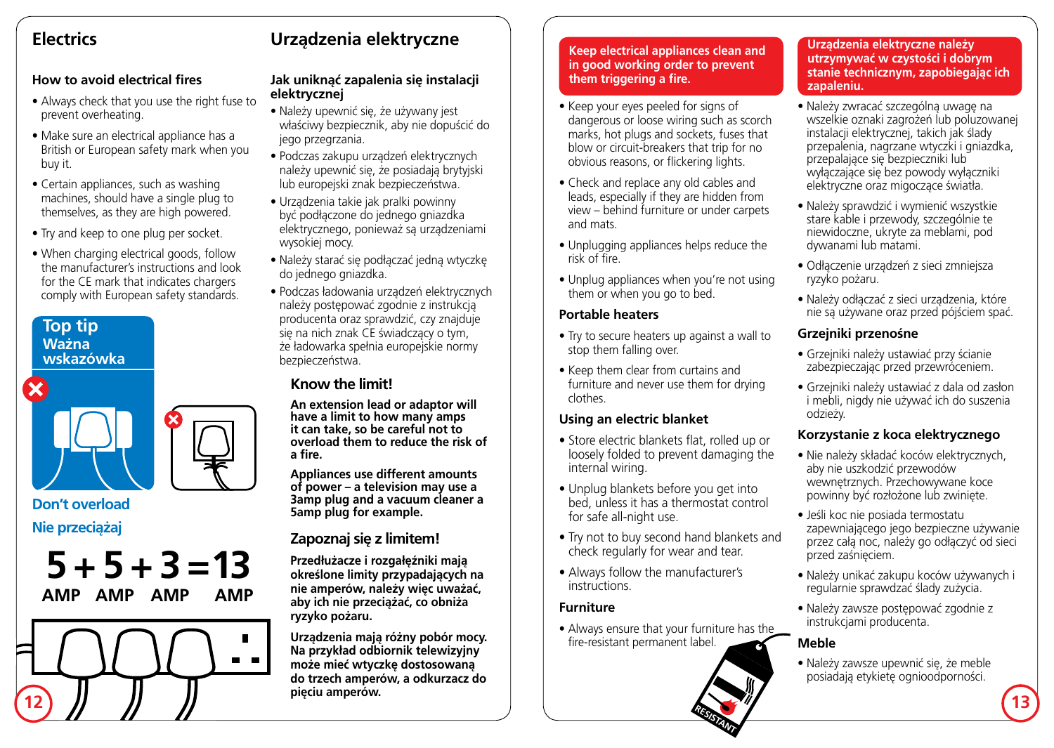## Electrics

### How to avoid electrical fires

- Always check that you use the right fuse to prevent overheating.
- Make sure an electrical appliance has a British or European safety mark when you buy it.
- Certain appliances, such as washing machines, should have a single plug to themselves, as they are high powered.
- Try and keep to one plug per socket.
- When charging electrical goods, follow the manufacturer's instructions and look for the CE mark that indicates chargers comply with European safety standards.

**Top tip**
**Ważna wskazówka**

**Don't overload**

**Nie przeciążaj**

**5 AMP + 5 AMP + 3 AMP = 13 AMP**

## Urządzenia elektryczne

### Jak uniknąć zapalenia się instalacji elektrycznej

- Należy upewnić się, że używany jest właściwy bezpiecznik, aby nie dopuścić do jego przegrzania.
- Podczas zakupu urządzeń elektrycznych należy upewnić się, że posiadają brytyjski lub europejski znak bezpieczeństwa.
- Urządzenia takie jak pralki powinny być podłączone do jednego gniazdka elektrycznego, ponieważ są urządzeniami wysokiej mocy.
- Należy starać się podłączać jedną wtyczkę do jednego gniazdka.
- Podczas ładowania urządzeń elektrycznych należy postępować zgodnie z instrukcją producenta oraz sprawdzić, czy znajduje się na nich znak CE świadczący o tym, że ładowarka spełnia europejskie normy bezpieczeństwa.

### Know the limit!

**An extension lead or adaptor will have a limit to how many amps it can take, so be careful not to overload them to reduce the risk of a fire.**

**Appliances use different amounts of power – a television may use a 3amp plug and a vacuum cleaner a 5amp plug for example.**

### Zapoznaj się z limitem!

**Przedłużacze i rozgałęźniki mają określone limity przypadających na nie amperów, należy więc uważać, aby ich nie przeciążać, co obniża ryzyko pożaru.**

**Urządzenia mają różny pobór mocy. Na przykład odbiornik telewizyjny może mieć wtyczkę dostosowaną do trzech amperów, a odkurzacz do pięciu amperów.**

**Keep electrical appliances clean and in good working order to prevent them triggering a fire.**

- Keep your eyes peeled for signs of dangerous or loose wiring such as scorch marks, hot plugs and sockets, fuses that blow or circuit-breakers that trip for no obvious reasons, or flickering lights.
- Check and replace any old cables and leads, especially if they are hidden from view – behind furniture or under carpets and mats.
- Unplugging appliances helps reduce the risk of fire.
- Unplug appliances when you're not using them or when you go to bed.

### Portable heaters

- Try to secure heaters up against a wall to stop them falling over.
- Keep them clear from curtains and furniture and never use them for drying clothes.

### Using an electric blanket

- Store electric blankets flat, rolled up or loosely folded to prevent damaging the internal wiring.
- Unplug blankets before you get into bed, unless it has a thermostat control for safe all-night use.
- Try not to buy second hand blankets and check regularly for wear and tear.
- Always follow the manufacturer's instructions.

### Furniture

- Always ensure that your furniture has the fire-resistant permanent label.

**Urządzenia elektryczne należy utrzymywać w czystości i dobrym stanie technicznym, zapobiegając ich zapaleniu.**

- Należy zwracać szczególną uwagę na wszelkie oznaki zagrożeń lub poluzowanej instalacji elektrycznej, takich jak ślady przepalenia, nagrzane wtyczki i gniazdka, przepalające się bezpieczniki lub wyłączające się bez powody wyłączniki elektryczne oraz migoczące światła.
- Należy sprawdzić i wymienić wszystkie stare kable i przewody, szczególnie te niewidoczne, ukryte za meblami, pod dywanami lub matami.
- Odłączenie urządzeń z sieci zmniejsza ryzyko pożaru.
- Należy odłączać z sieci urządzenia, które nie są używane oraz przed pójściem spać.

### Grzejniki przenośne

- Grzejniki należy ustawiać przy ścianie zabezpieczając przed przewróceniem.
- Grzejniki należy ustawiać z dala od zasłon i mebli, nigdy nie używać ich do suszenia odzieży.

### Korzystanie z koca elektrycznego

- Nie należy składać koców elektrycznych, aby nie uszkodzić przewodów wewnętrznych. Przechowywane koce powinny być rozłożone lub zwinięte.
- Jeśli koc nie posiada termostatu zapewniającego jego bezpieczne używanie przez całą noc, należy go odłączyć od sieci przed zaśnięciem.
- Należy unikać zakupu koców używanych i regularnie sprawdzać ślady zużycia.
- Należy zawsze postępować zgodnie z instrukcjami producenta.

### Meble

- Należy zawsze upewnić się, że meble posiadają etykietę ognioodporności.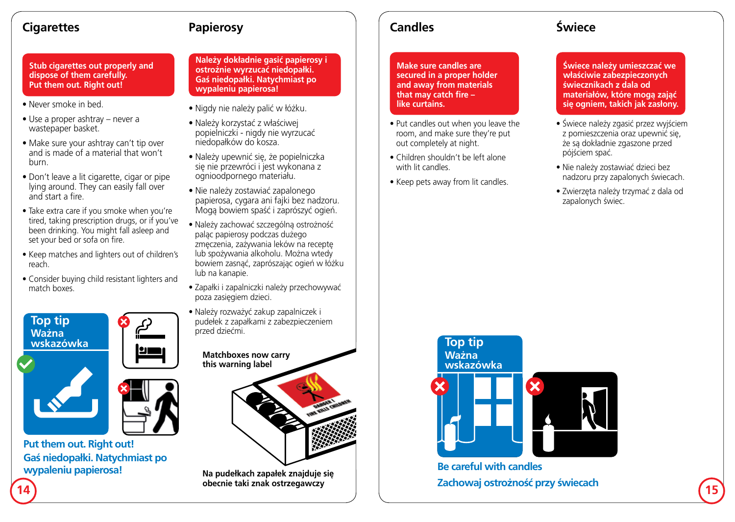## Cigarettes

**Stub cigarettes out properly and dispose of them carefully. Put them out. Right out!**

- Never smoke in bed.
- Use a proper ashtray – never a wastepaper basket.
- Make sure your ashtray can't tip over and is made of a material that won't burn.
- Don't leave a lit cigarette, cigar or pipe lying around. They can easily fall over and start a fire.
- Take extra care if you smoke when you're tired, taking prescription drugs, or if you've been drinking. You might fall asleep and set your bed or sofa on fire.
- Keep matches and lighters out of children's reach.
- Consider buying child resistant lighters and match boxes.

**Top tip**
**Ważna wskazówka**

**Put them out. Right out!**
**Gaś niedopałki. Natychmiast po wypaleniu papierosa!**

## Papierosy

**Należy dokładnie gasić papierosy i ostrożnie wyrzucać niedopałki. Gaś niedopałki. Natychmiast po wypaleniu papierosa!**

- Nigdy nie należy palić w łóżku.
- Należy korzystać z właściwej popielniczki - nigdy nie wyrzucać niedopałków do kosza.
- Należy upewnić się, że popielniczka się nie przewróci i jest wykonana z ognioodpornego materiału.
- Nie należy zostawiać zapalonego papierosa, cygara ani fajki bez nadzoru. Mogą bowiem spaść i zaprószyć ogień.
- Należy zachować szczególną ostrożność paląc papierosy podczas dużego zmęczenia, zażywania leków na receptę lub spożywania alkoholu. Można wtedy bowiem zasnąć, zaprószając ogień w łóżku lub na kanapie.
- Zapałki i zapalniczki należy przechowywać poza zasięgiem dzieci.
- Należy rozważyć zakup zapalniczek i pudełek z zapałkami z zabezpieczeniem przed dziećmi.

**Matchboxes now carry this warning label**

**Na pudełkach zapałek znajduje się obecnie taki znak ostrzegawczy**

## Candles

**Make sure candles are secured in a proper holder and away from materials that may catch fire – like curtains.**

- Put candles out when you leave the room, and make sure they're put out completely at night.
- Children shouldn't be left alone with lit candles.
- Keep pets away from lit candles.

## Świece

**Świece należy umieszczać we właściwie zabezpieczonych świecznikach z dala od materiałów, które mogą zająć się ogniem, takich jak zasłony.**

- Świece należy zgasić przez wyjściem z pomieszczenia oraz upewnić się, że są dokładnie zgaszone przed pójściem spać.
- Nie należy zostawiać dzieci bez nadzoru przy zapalonych świecach.
- Zwierzęta należy trzymać z dala od zapalonych świec.

**Top tip**
**Ważna wskazówka**

**Be careful with candles**
**Zachowaj ostrożność przy świecach**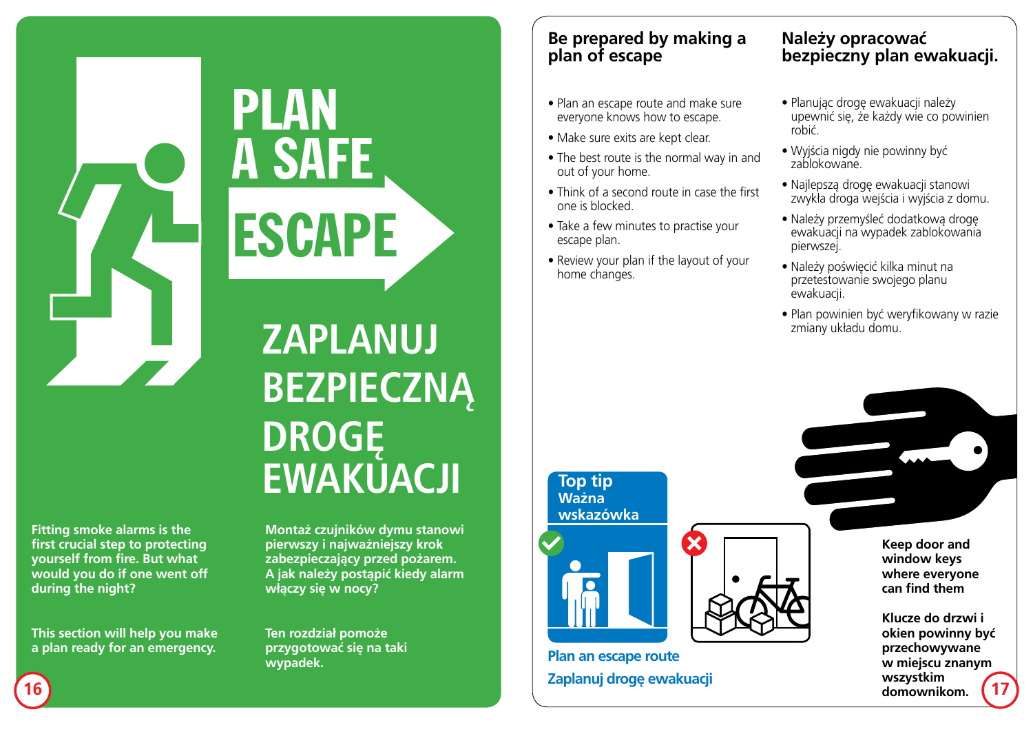# PLAN A SAFE ESCAPE

# ZAPLANUJ BEZPIECZNĄ DROGĘ EWAKUACJI

**Fitting smoke alarms is the first crucial step to protecting yourself from fire. But what would you do if one went off during the night?**

**This section will help you make a plan ready for an emergency.**

**Montaż czujników dymu stanowi pierwszy i najważniejszy krok zabezpieczający przed pożarem. A jak należy postąpić kiedy alarm włączy się w nocy?**

**Ten rozdział pomoże przygotować się na taki wypadek.**

## Be prepared by making a plan of escape

- Plan an escape route and make sure everyone knows how to escape.
- Make sure exits are kept clear.
- The best route is the normal way in and out of your home.
- Think of a second route in case the first one is blocked.
- Take a few minutes to practise your escape plan.
- Review your plan if the layout of your home changes.

## Należy opracować bezpieczny plan ewakuacji.

- Planując drogę ewakuacji należy upewnić się, że każdy wie co powinien robić.
- Wyjścia nigdy nie powinny być zablokowane.
- Najlepszą drogę ewakuacji stanowi zwykła droga wejścia i wyjścia z domu.
- Należy przemyśleć dodatkową drogę ewakuacji na wypadek zablokowania pierwszej.
- Należy poświęcić kilka minut na przetestowanie swojego planu ewakuacji.
- Plan powinien być weryfikowany w razie zmiany układu domu.

### Top tip
### Ważna wskazówka

**Plan an escape route**

**Zaplanuj drogę ewakuacji**

**Keep door and window keys where everyone can find them**

**Klucze do drzwi i okien powinny być przechowywane w miejscu znanym wszystkim domownikom.**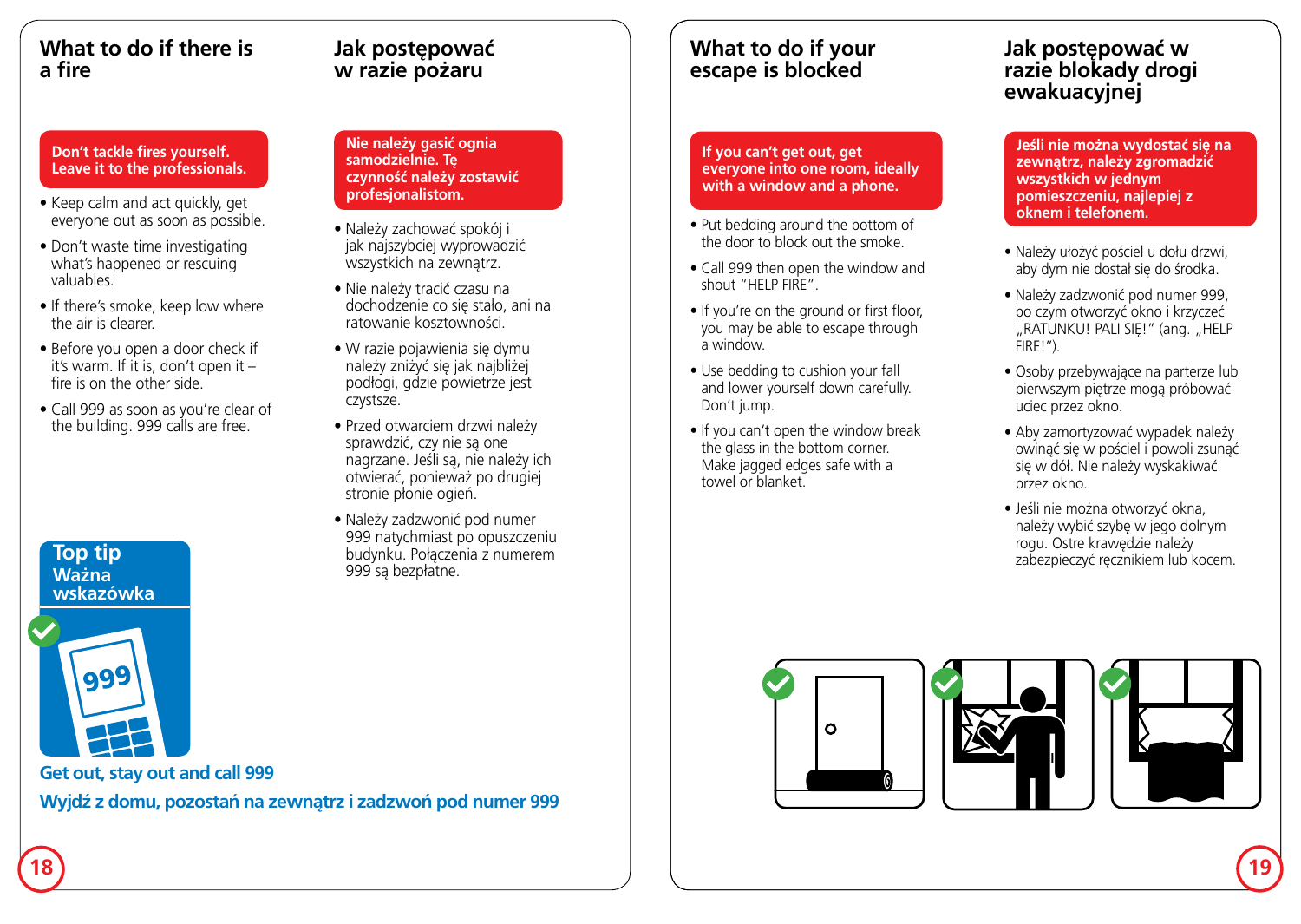## What to do if there is a fire

**Don't tackle fires yourself. Leave it to the professionals.**

- Keep calm and act quickly, get everyone out as soon as possible.
- Don't waste time investigating what's happened or rescuing valuables.
- If there's smoke, keep low where the air is clearer.
- Before you open a door check if it's warm. If it is, don't open it – fire is on the other side.
- Call 999 as soon as you're clear of the building. 999 calls are free.

## Jak postępować w razie pożaru

**Nie należy gasić ognia samodzielnie. Tę czynność należy zostawić profesjonalistom.**

- Należy zachować spokój i jak najszybciej wyprowadzić wszystkich na zewnątrz.
- Nie należy tracić czasu na dochodzenie co się stało, ani na ratowanie kosztowności.
- W razie pojawienia się dymu należy zniżyć się jak najbliżej podłogi, gdzie powietrze jest czystsze.
- Przed otwarciem drzwi należy sprawdzić, czy nie są one nagrzane. Jeśli są, nie należy ich otwierać, ponieważ po drugiej stronie płonie ogień.
- Należy zadzwonić pod numer 999 natychmiast po opuszczeniu budynku. Połączenia z numerem 999 są bezpłatne.

**Top tip**
**Ważna wskazówka**

**Get out, stay out and call 999**

**Wyjdź z domu, pozostań na zewnątrz i zadzwoń pod numer 999**

## What to do if your escape is blocked

**If you can't get out, get everyone into one room, ideally with a window and a phone.**

- Put bedding around the bottom of the door to block out the smoke.
- Call 999 then open the window and shout "HELP FIRE".
- If you're on the ground or first floor, you may be able to escape through a window.
- Use bedding to cushion your fall and lower yourself down carefully. Don't jump.
- If you can't open the window break the glass in the bottom corner. Make jagged edges safe with a towel or blanket.

## Jak postępować w razie blokady drogi ewakuacyjnej

**Jeśli nie można wydostać się na zewnątrz, należy zgromadzić wszystkich w jednym pomieszczeniu, najlepiej z oknem i telefonem.**

- Należy ułożyć pościel u dołu drzwi, aby dym nie dostał się do środka.
- Należy zadzwonić pod numer 999, po czym otworzyć okno i krzyczeć „RATUNKU! PALI SIĘ!" (ang. „HELP FIRE!").
- Osoby przebywające na parterze lub pierwszym piętrze mogą próbować uciec przez okno.
- Aby zamortyzować wypadek należy owinąć się w pościel i powoli zsunąć się w dół. Nie należy wyskakiwać przez okno.
- Jeśli nie można otworzyć okna, należy wybić szybę w jego dolnym rogu. Ostre krawędzie należy zabezpieczyć ręcznikiem lub kocem.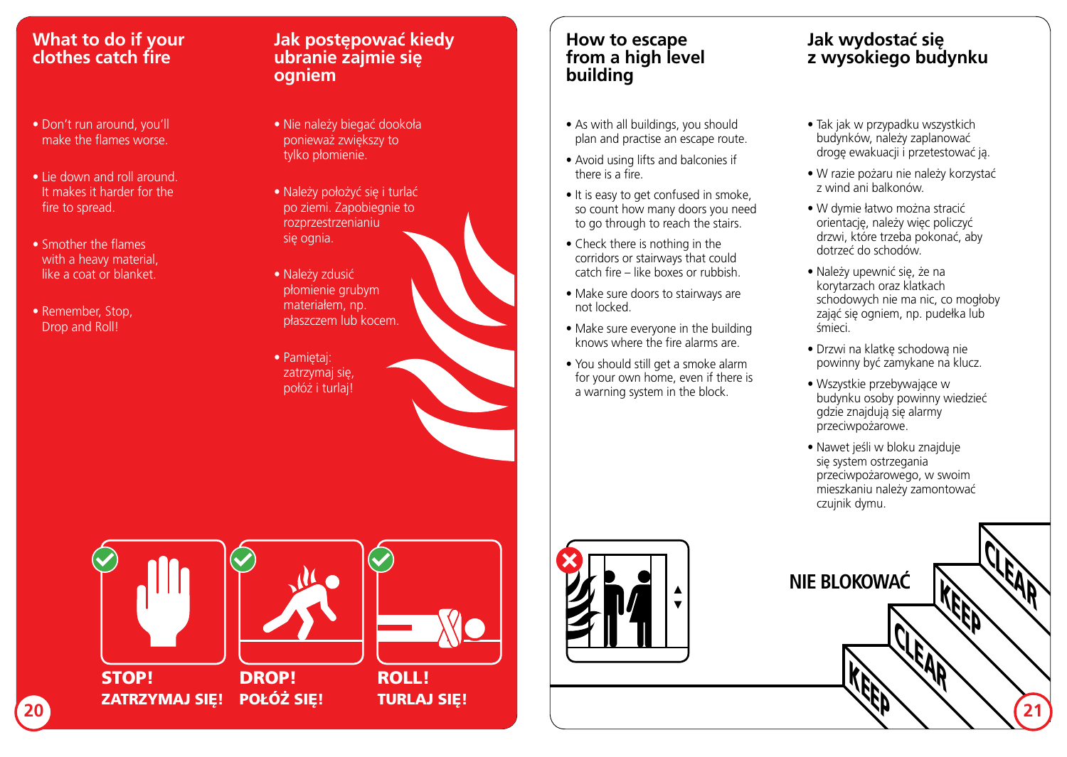## What to do if your clothes catch fire

- Don't run around, you'll make the flames worse.
- Lie down and roll around. It makes it harder for the fire to spread.
- Smother the flames with a heavy material, like a coat or blanket.
- Remember, Stop, Drop and Roll!

## Jak postępować kiedy ubranie zajmie się ogniem

- Nie należy biegać dookoła ponieważ zwiększy to tylko płomienie.
- Należy położyć się i turlać po ziemi. Zapobiegnie to rozprzestrzenianiu się ognia.
- Należy zdusić płomienie grubym materiałem, np. płaszczem lub kocem.
- Pamiętaj: zatrzymaj się, połóż i turlaj!

**STOP!**
**ZATRZYMAJ SIĘ!**

**DROP!**
**POŁÓŻ SIĘ!**

**ROLL!**
**TURLAJ SIĘ!**

## How to escape from a high level building

- As with all buildings, you should plan and practise an escape route.
- Avoid using lifts and balconies if there is a fire.
- It is easy to get confused in smoke, so count how many doors you need to go through to reach the stairs.
- Check there is nothing in the corridors or stairways that could catch fire – like boxes or rubbish.
- Make sure doors to stairways are not locked.
- Make sure everyone in the building knows where the fire alarms are.
- You should still get a smoke alarm for your own home, even if there is a warning system in the block.

## Jak wydostać się z wysokiego budynku

- Tak jak w przypadku wszystkich budynków, należy zaplanować drogę ewakuacji i przetestować ją.
- W razie pożaru nie należy korzystać z wind ani balkonów.
- W dymie łatwo można stracić orientację, należy więc policzyć drzwi, które trzeba pokonać, aby dotrzeć do schodów.
- Należy upewnić się, że na korytarzach oraz klatkach schodowych nie ma nic, co mogłoby zająć się ogniem, np. pudełka lub śmieci.
- Drzwi na klatkę schodową nie powinny być zamykane na klucz.
- Wszystkie przebywające w budynku osoby powinny wiedzieć gdzie znajdują się alarmy przeciwpożarowe.
- Nawet jeśli w bloku znajduje się system ostrzegania przeciwpożarowego, w swoim mieszkaniu należy zamontować czujnik dymu.

NIE BLOKOWAĆ

KEEP CLEAR

KEEP CLEAR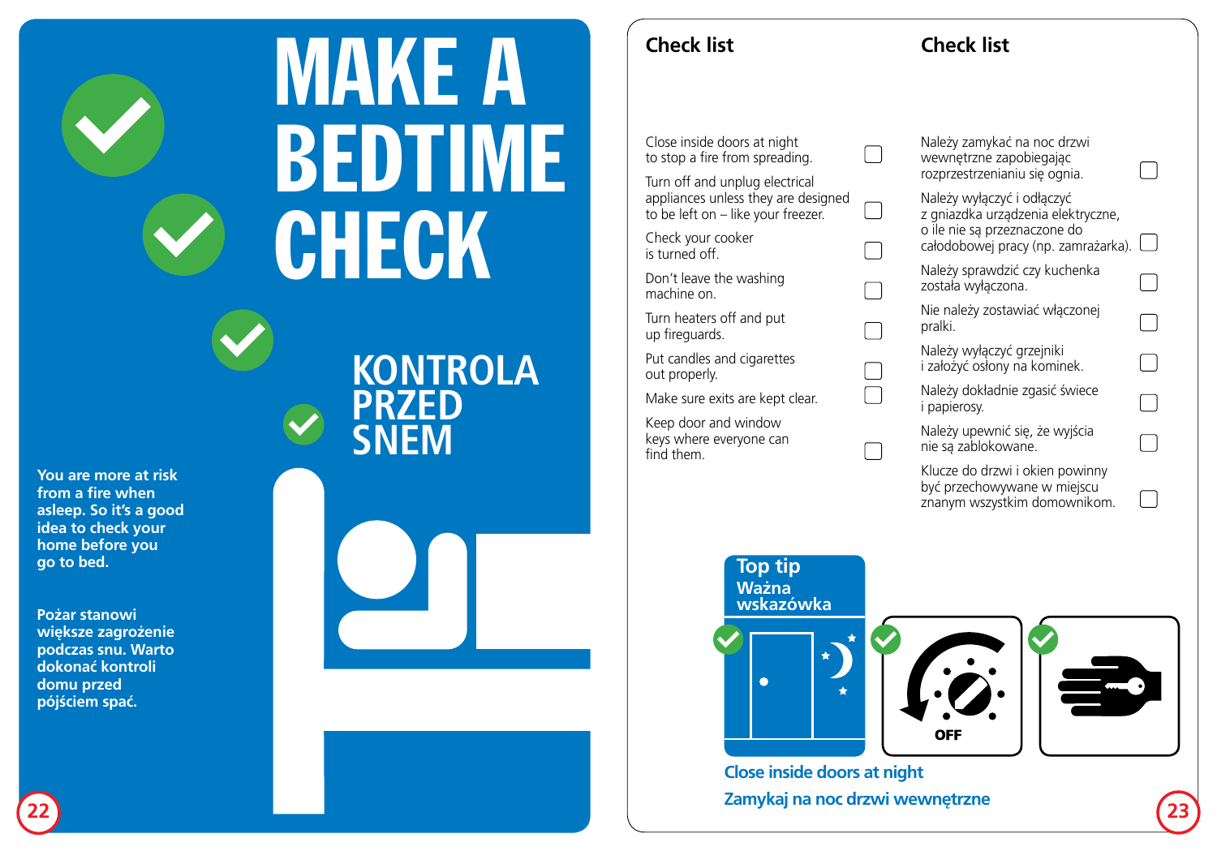# MAKE A BEDTIME CHECK

# KONTROLA PRZED SNEM

**You are more at risk from a fire when asleep. So it's a good idea to check your home before you go to bed.**

**Pożar stanowi większe zagrożenie podczas snu. Warto dokonać kontroli domu przed pójściem spać.**

## Check list

- [ ] Close inside doors at night to stop a fire from spreading.
- [ ] Turn off and unplug electrical appliances unless they are designed to be left on – like your freezer.
- [ ] Check your cooker is turned off.
- [ ] Don't leave the washing machine on.
- [ ] Turn heaters off and put up fireguards.
- [ ] Put candles and cigarettes out properly.
- [ ] Make sure exits are kept clear.
- [ ] Keep door and window keys where everyone can find them.

## Check list

- [ ] Należy zamykać na noc drzwi wewnętrzne zapobiegając rozprzestrzenianiu się ognia.
- [ ] Należy wyłączyć i odłączyć z gniazdka urządzenia elektryczne, o ile nie są przeznaczone do całodobowej pracy (np. zamrażarka).
- [ ] Należy sprawdzić czy kuchenka została wyłączona.
- [ ] Nie należy zostawiać włączonej pralki.
- [ ] Należy wyłączyć grzejniki i założyć osłony na kominek.
- [ ] Należy dokładnie zgasić świece i papierosy.
- [ ] Należy upewnić się, że wyjścia nie są zablokowane.
- [ ] Klucze do drzwi i okien powinny być przechowywane w miejscu znanym wszystkim domownikom.

### Top tip
### Ważna wskazówka

OFF

**Close inside doors at night**

**Zamykaj na noc drzwi wewnętrzne**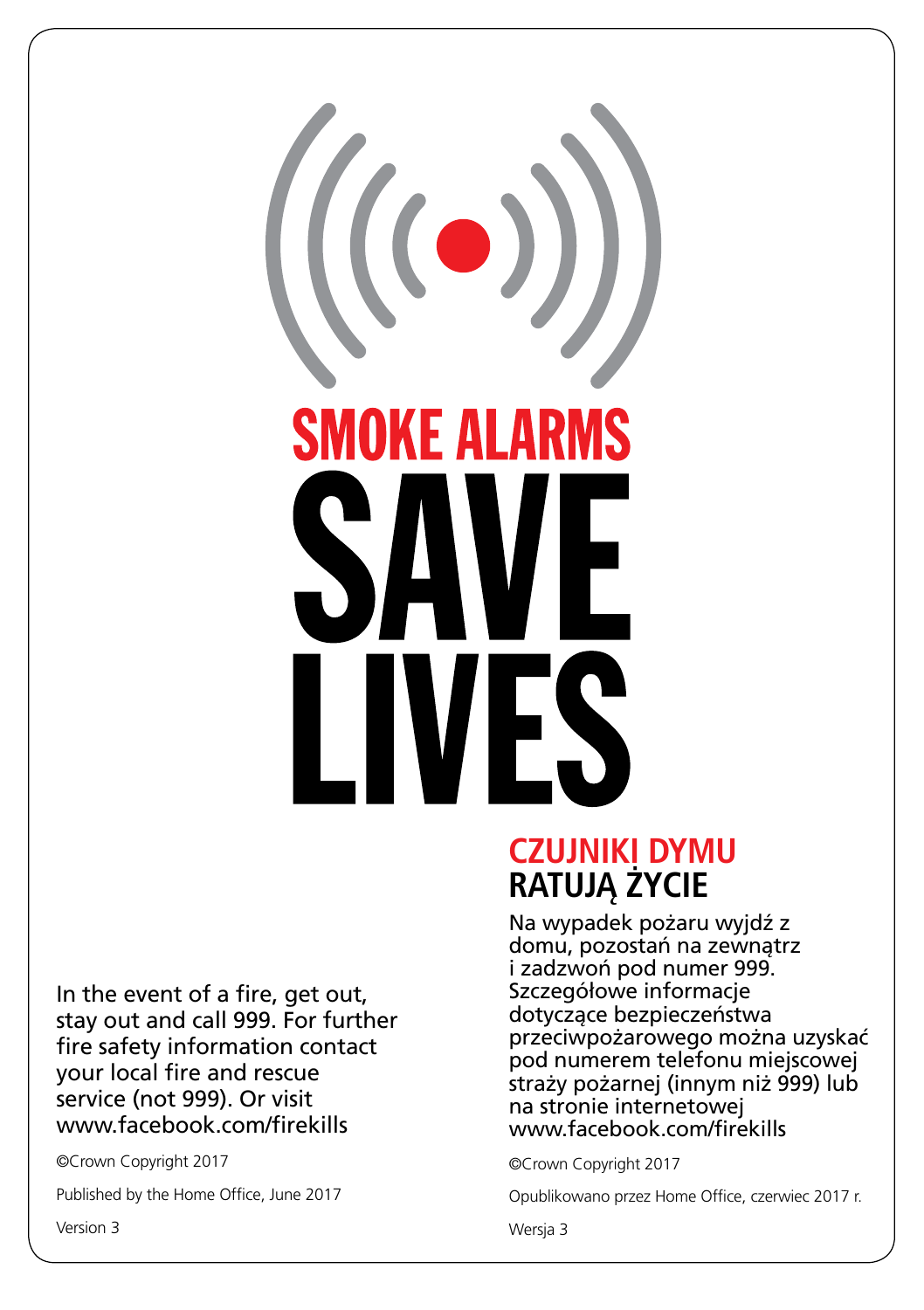# SMOKE ALARMS SAVE LIVES

In the event of a fire, get out, stay out and call 999. For further fire safety information contact your local fire and rescue service (not 999). Or visit www.facebook.com/firekills

©Crown Copyright 2017

Published by the Home Office, June 2017

Version 3

## CZUJNIKI DYMU RATUJĄ ŻYCIE

Na wypadek pożaru wyjdź z domu, pozostań na zewnątrz i zadzwoń pod numer 999. Szczegółowe informacje dotyczące bezpieczeństwa przeciwpożarowego można uzyskać pod numerem telefonu miejscowej straży pożarnej (innym niż 999) lub na stronie internetowej www.facebook.com/firekills

©Crown Copyright 2017

Opublikowano przez Home Office, czerwiec 2017 r.

Wersja 3